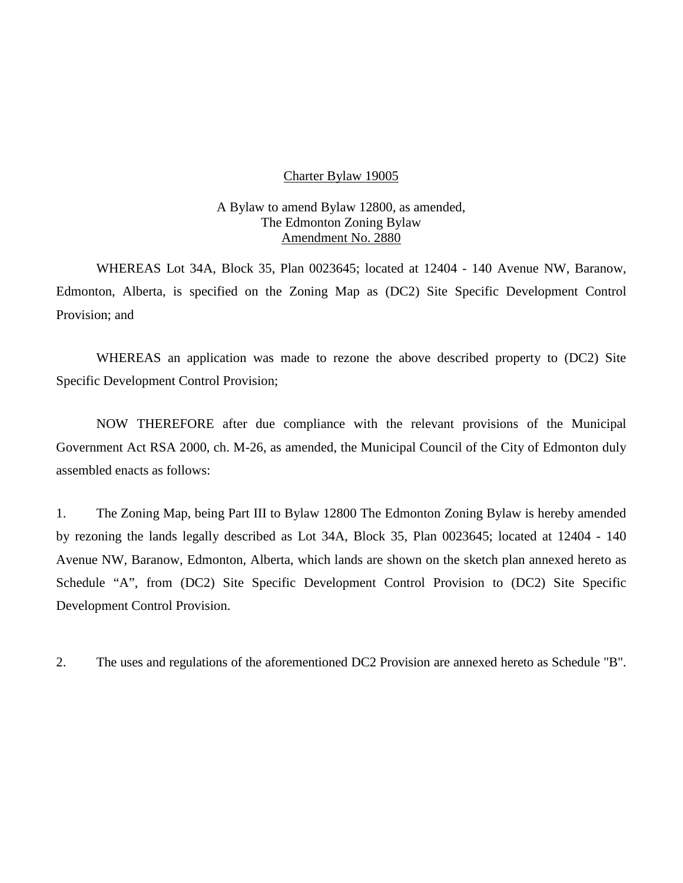<u>Charter Bylaw 19005</u>

A Bylaw to amend Bylaw 12800, as amended,
The Edmonton Zoning Bylaw
<u>Amendment No. 2880</u>

WHEREAS Lot 34A, Block 35, Plan 0023645; located at 12404 - 140 Avenue NW, Baranow, Edmonton, Alberta, is specified on the Zoning Map as (DC2) Site Specific Development Control Provision; and

WHEREAS an application was made to rezone the above described property to (DC2) Site Specific Development Control Provision;

NOW THEREFORE after due compliance with the relevant provisions of the Municipal Government Act RSA 2000, ch. M-26, as amended, the Municipal Council of the City of Edmonton duly assembled enacts as follows:

1. The Zoning Map, being Part III to Bylaw 12800 The Edmonton Zoning Bylaw is hereby amended by rezoning the lands legally described as Lot 34A, Block 35, Plan 0023645; located at 12404 - 140 Avenue NW, Baranow, Edmonton, Alberta, which lands are shown on the sketch plan annexed hereto as Schedule "A", from (DC2) Site Specific Development Control Provision to (DC2) Site Specific Development Control Provision.

2. The uses and regulations of the aforementioned DC2 Provision are annexed hereto as Schedule "B".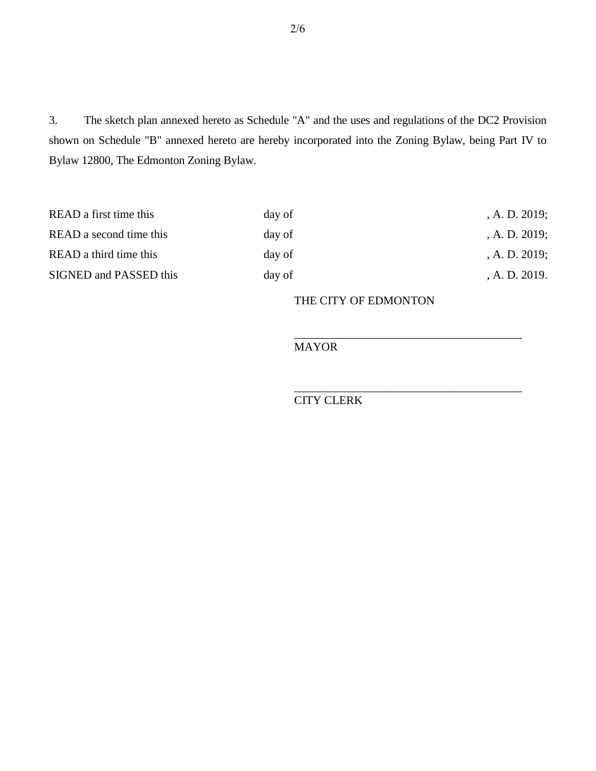3. The sketch plan annexed hereto as Schedule "A" and the uses and regulations of the DC2 Provision shown on Schedule "B" annexed hereto are hereby incorporated into the Zoning Bylaw, being Part IV to Bylaw 12800, The Edmonton Zoning Bylaw.

| | | |
|---|---|---|
| READ a first time this | day of | , A. D. 2019; |
| READ a second time this | day of | , A. D. 2019; |
| READ a third time this | day of | , A. D. 2019; |
| SIGNED and PASSED this | day of | , A. D. 2019. |

THE CITY OF EDMONTON

_______________________________________

MAYOR

_______________________________________

CITY CLERK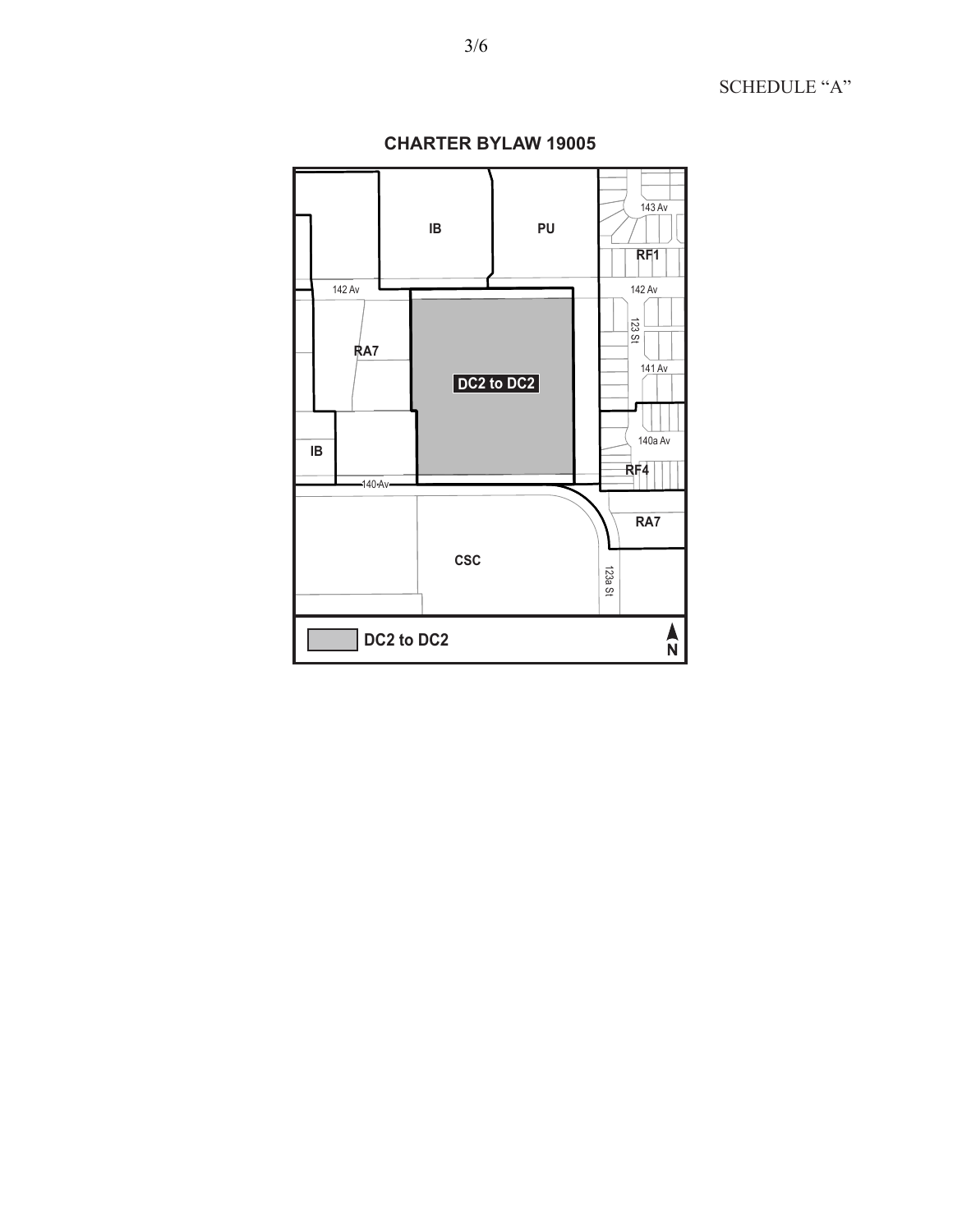SCHEDULE "A"

## CHARTER BYLAW 19005

IB

PU

143 Av

RF1

142 Av

142 Av

123 St

RA7

141 Av

DC2 to DC2

140a Av

IB

RF4

140 Av

RA7

CSC

123a St

DC2 to DC2

N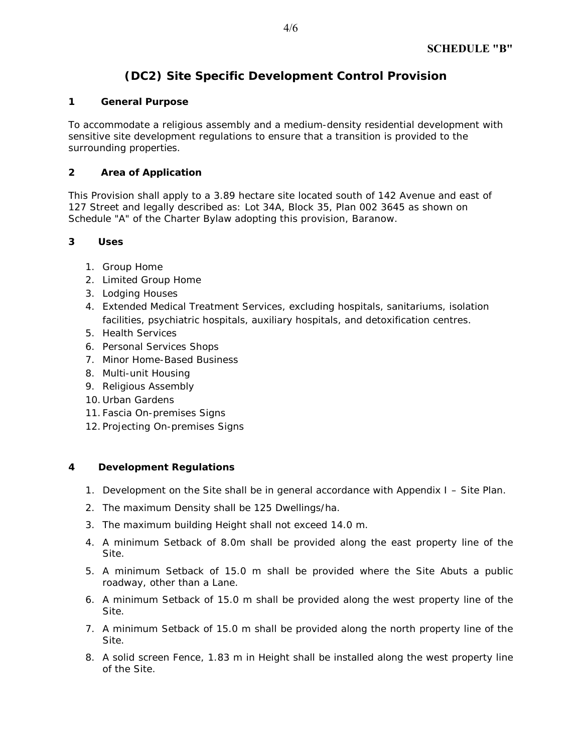**SCHEDULE "B"**

# (DC2) Site Specific Development Control Provision

## 1 General Purpose

To accommodate a religious assembly and a medium-density residential development with sensitive site development regulations to ensure that a transition is provided to the surrounding properties.

## 2 Area of Application

This Provision shall apply to a 3.89 hectare site located south of 142 Avenue and east of 127 Street and legally described as: Lot 34A, Block 35, Plan 002 3645 as shown on Schedule "A" of the Charter Bylaw adopting this provision, Baranow.

## 3 Uses

1. Group Home
2. Limited Group Home
3. Lodging Houses
4. Extended Medical Treatment Services, excluding hospitals, sanitariums, isolation facilities, psychiatric hospitals, auxiliary hospitals, and detoxification centres.
5. Health Services
6. Personal Services Shops
7. Minor Home-Based Business
8. Multi-unit Housing
9. Religious Assembly
10. Urban Gardens
11. Fascia On-premises Signs
12. Projecting On-premises Signs

## 4 Development Regulations

1. Development on the Site shall be in general accordance with Appendix I – Site Plan.
2. The maximum Density shall be 125 Dwellings/ha.
3. The maximum building Height shall not exceed 14.0 m.
4. A minimum Setback of 8.0m shall be provided along the east property line of the Site.
5. A minimum Setback of 15.0 m shall be provided where the Site Abuts a public roadway, other than a Lane.
6. A minimum Setback of 15.0 m shall be provided along the west property line of the Site.
7. A minimum Setback of 15.0 m shall be provided along the north property line of the Site.
8. A solid screen Fence, 1.83 m in Height shall be installed along the west property line of the Site.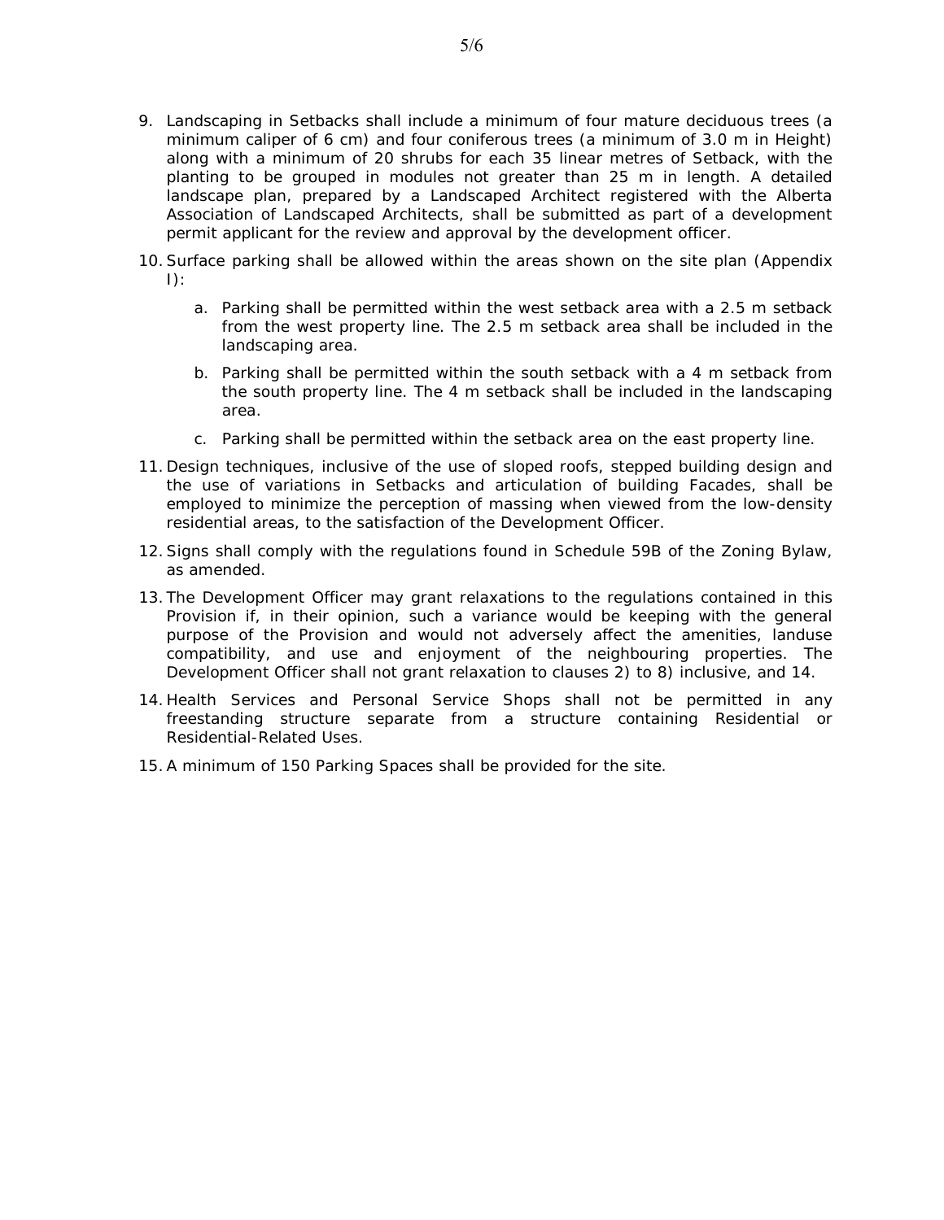9. Landscaping in Setbacks shall include a minimum of four mature deciduous trees (a minimum caliper of 6 cm) and four coniferous trees (a minimum of 3.0 m in Height) along with a minimum of 20 shrubs for each 35 linear metres of Setback, with the planting to be grouped in modules not greater than 25 m in length. A detailed landscape plan, prepared by a Landscaped Architect registered with the Alberta Association of Landscaped Architects, shall be submitted as part of a development permit applicant for the review and approval by the development officer.

10. Surface parking shall be allowed within the areas shown on the site plan (Appendix I):

    a. Parking shall be permitted within the west setback area with a 2.5 m setback from the west property line. The 2.5 m setback area shall be included in the landscaping area.

    b. Parking shall be permitted within the south setback with a 4 m setback from the south property line. The 4 m setback shall be included in the landscaping area.

    c. Parking shall be permitted within the setback area on the east property line.

11. Design techniques, inclusive of the use of sloped roofs, stepped building design and the use of variations in Setbacks and articulation of building Facades, shall be employed to minimize the perception of massing when viewed from the low-density residential areas, to the satisfaction of the Development Officer.

12. Signs shall comply with the regulations found in Schedule 59B of the Zoning Bylaw, as amended.

13. The Development Officer may grant relaxations to the regulations contained in this Provision if, in their opinion, such a variance would be keeping with the general purpose of the Provision and would not adversely affect the amenities, landuse compatibility, and use and enjoyment of the neighbouring properties. The Development Officer shall not grant relaxation to clauses 2) to 8) inclusive, and 14.

14. Health Services and Personal Service Shops shall not be permitted in any freestanding structure separate from a structure containing Residential or Residential-Related Uses.

15. A minimum of 150 Parking Spaces shall be provided for the site.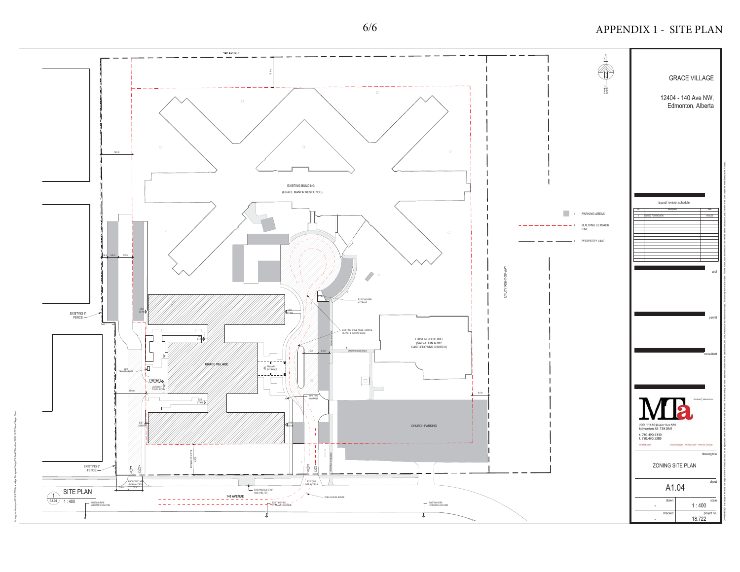# APPENDIX 1 - SITE PLAN

142 AVENUE

EXISTING BUILDING
(GRACE MANOR RESIDENCE)

GRACE VILLAGE

EXISTING BUILDING
(SALVATION ARMY
CASTLEDOWNS CHURCH)

CHURCH PARKING

UTILITY RIGHT-OF-WAY

140 AVENUE

EXISTING 6' FENCE

EXIT STAIR

PRIMARY ENTRANCE

NEW TRANSFORMER

LOADING / STAFF ENTRY

EXISTING FIRE HYDRANT

EXISTING DRIVE AISLE, CENTRE, REPAIR & RECONFIGURE

EXISTING SIDEWALK

NEW FIRE HYDRANT

EXISTING SITE ACCESS

PROPOSED NEW ROAD ACCESS

EXISTING BUS STOP AND SHELTER

FIRE ACCESS ROUTE

EXISTING FIRE HYDRANT LOCATION

1 SITE PLAN
A1.04 1 : 400

= PARKING AREAS

= BUILDING SETBACK LINE

= PROPERTY LINE

GRACE VILLAGE

12404 - 140 Ave NW,
Edmonton, Alberta

issued/ revision schedule

| no. | description | date |
|---|---|---|
| 1 | ISSUED FOR REVIEW | 19.09.20 |

seal

permit

consultant

MTa

200, 11460 Jasper Ave NW
Edmonton AB T5K 0M1
t. 780.490.1330
f. 780.490.1380
mtafirm.com

Urban Design Architecture Interior Design

drawing title

ZONING SITE PLAN

sheet

A1.04

drawn: -
scale: 1 : 400
checked: -
project no.: 18.722